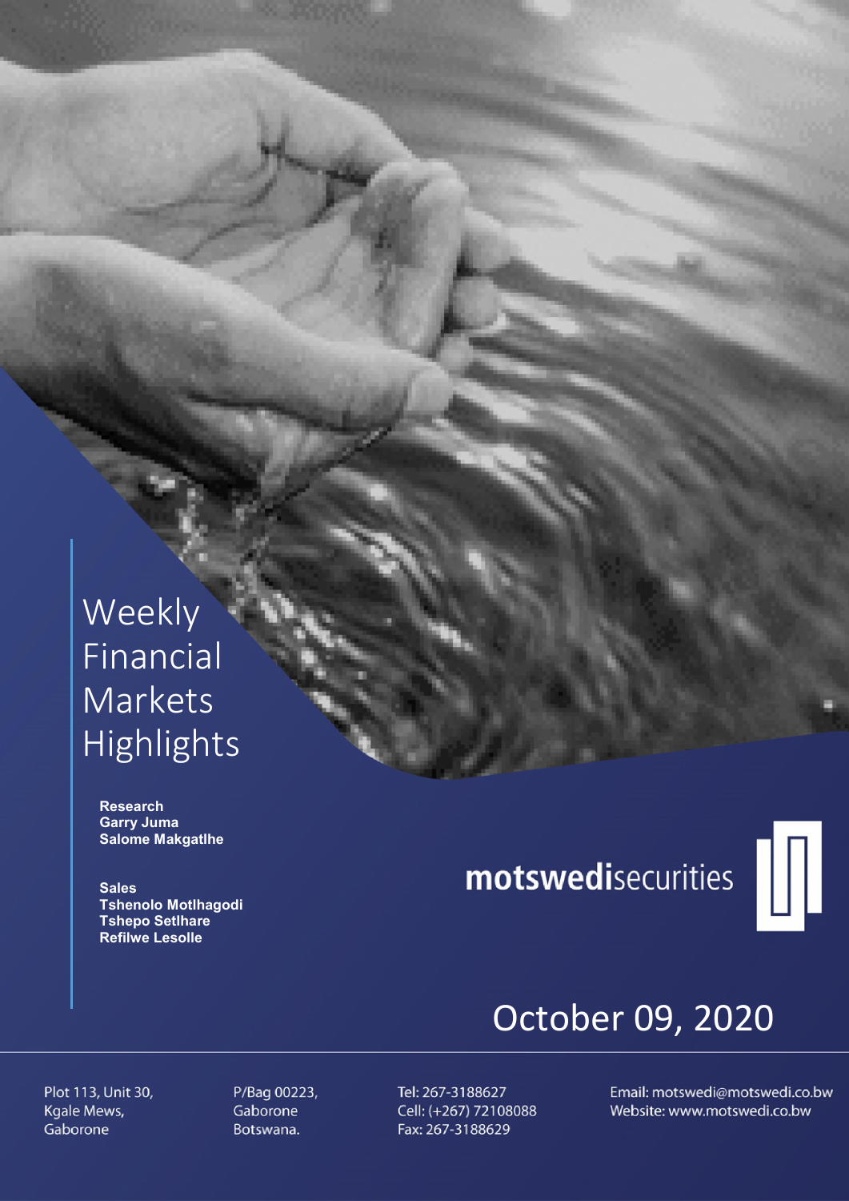# Weekly Financial Markets Highlights

**Research**
**Garry Juma**
**Salome Makgatlhe**

**Sales**
**Tshenolo Motlhagodi**
**Tshepo Setlhare**
**Refilwe Lesolle**

motswedisecurities

October 09, 2020

Plot 113, Unit 30,
Kgale Mews,
Gaborone

P/Bag 00223,
Gaborone
Botswana.

Tel: 267-3188627
Cell: (+267) 72108088
Fax: 267-3188629

Email: motswedi@motswedi.co.bw
Website: www.motswedi.co.bw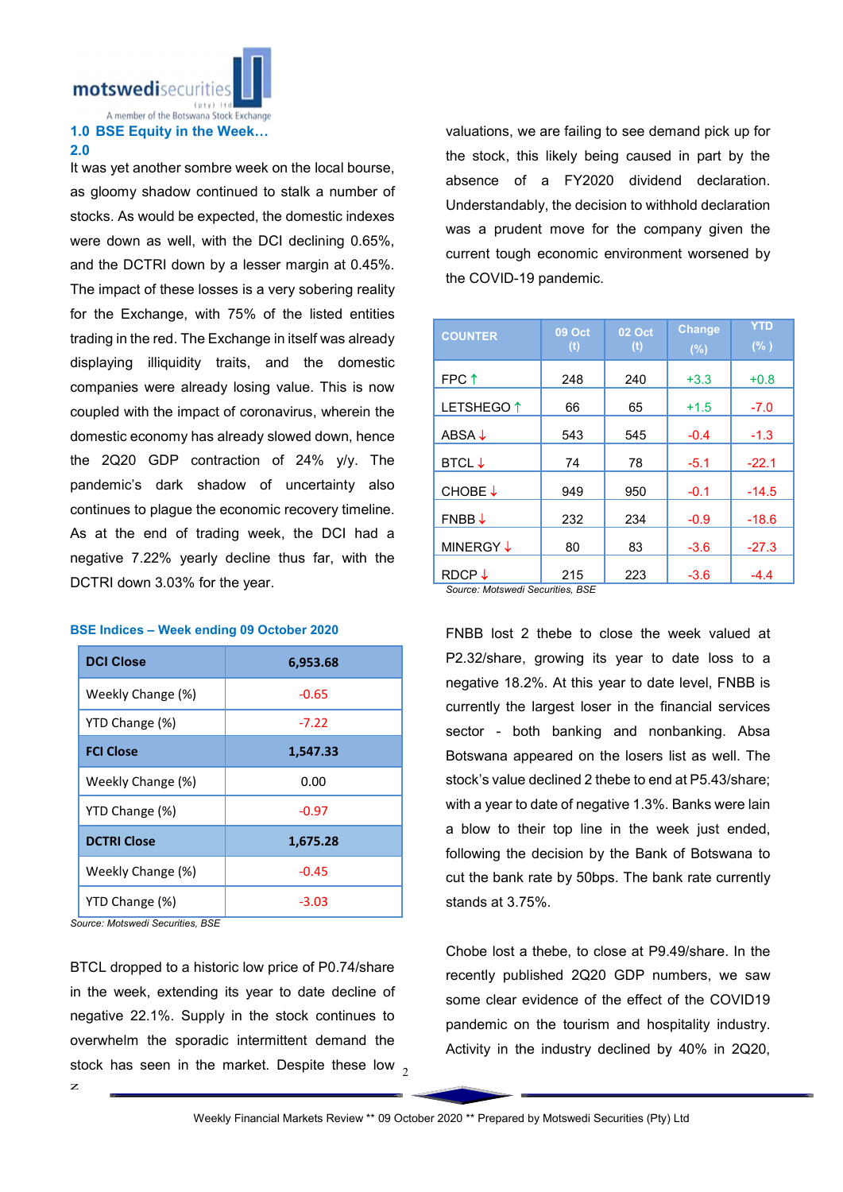## 1.0 BSE Equity in the Week…

## 2.0

It was yet another sombre week on the local bourse, as gloomy shadow continued to stalk a number of stocks. As would be expected, the domestic indexes were down as well, with the DCI declining 0.65%, and the DCTRI down by a lesser margin at 0.45%. The impact of these losses is a very sobering reality for the Exchange, with 75% of the listed entities trading in the red. The Exchange in itself was already displaying illiquidity traits, and the domestic companies were already losing value. This is now coupled with the impact of coronavirus, wherein the domestic economy has already slowed down, hence the 2Q20 GDP contraction of 24% y/y. The pandemic's dark shadow of uncertainty also continues to plague the economic recovery timeline. As at the end of trading week, the DCI had a negative 7.22% yearly decline thus far, with the DCTRI down 3.03% for the year.

**BSE Indices – Week ending 09 October 2020**

| DCI Close | 6,953.68 |
|---|---|
| Weekly Change (%) | -0.65 |
| YTD Change (%) | -7.22 |
| **FCI Close** | **1,547.33** |
| Weekly Change (%) | 0.00 |
| YTD Change (%) | -0.97 |
| **DCTRI Close** | **1,675.28** |
| Weekly Change (%) | -0.45 |
| YTD Change (%) | -3.03 |

*Source: Motswedi Securities, BSE*

BTCL dropped to a historic low price of P0.74/share in the week, extending its year to date decline of negative 22.1%. Supply in the stock continues to overwhelm the sporadic intermittent demand the stock has seen in the market. Despite these low valuations, we are failing to see demand pick up for the stock, this likely being caused in part by the absence of a FY2020 dividend declaration. Understandably, the decision to withhold declaration was a prudent move for the company given the current tough economic environment worsened by the COVID-19 pandemic.

| COUNTER | 09 Oct (t) | 02 Oct (t) | Change (%) | YTD (%) |
|---|---|---|---|---|
| FPC ↑ | 248 | 240 | +3.3 | +0.8 |
| LETSHEGO ↑ | 66 | 65 | +1.5 | -7.0 |
| ABSA ↓ | 543 | 545 | -0.4 | -1.3 |
| BTCL ↓ | 74 | 78 | -5.1 | -22.1 |
| CHOBE ↓ | 949 | 950 | -0.1 | -14.5 |
| FNBB ↓ | 232 | 234 | -0.9 | -18.6 |
| MINERGY ↓ | 80 | 83 | -3.6 | -27.3 |
| RDCP ↓ | 215 | 223 | -3.6 | -4.4 |

*Source: Motswedi Securities, BSE*

FNBB lost 2 thebe to close the week valued at P2.32/share, growing its year to date loss to a negative 18.2%. At this year to date level, FNBB is currently the largest loser in the financial services sector - both banking and nonbanking. Absa Botswana appeared on the losers list as well. The stock's value declined 2 thebe to end at P5.43/share; with a year to date of negative 1.3%. Banks were lain a blow to their top line in the week just ended, following the decision by the Bank of Botswana to cut the bank rate by 50bps. The bank rate currently stands at 3.75%.

Chobe lost a thebe, to close at P9.49/share. In the recently published 2Q20 GDP numbers, we saw some clear evidence of the effect of the COVID19 pandemic on the tourism and hospitality industry. Activity in the industry declined by 40% in 2Q20,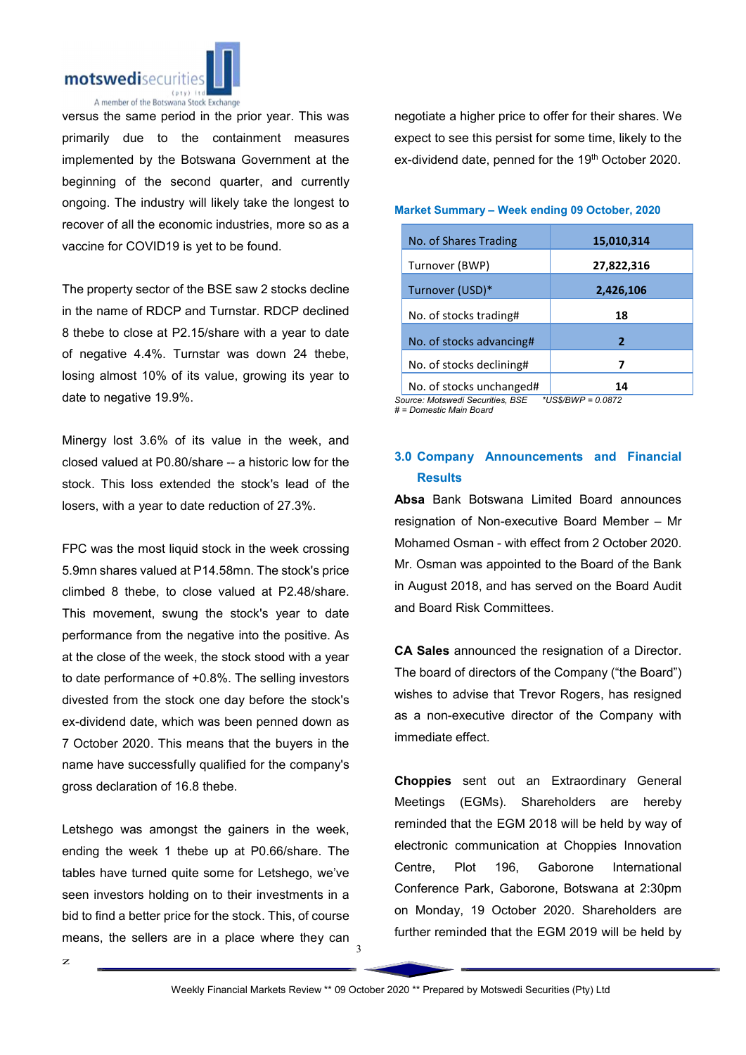versus the same period in the prior year. This was primarily due to the containment measures implemented by the Botswana Government at the beginning of the second quarter, and currently ongoing. The industry will likely take the longest to recover of all the economic industries, more so as a vaccine for COVID19 is yet to be found.

The property sector of the BSE saw 2 stocks decline in the name of RDCP and Turnstar. RDCP declined 8 thebe to close at P2.15/share with a year to date of negative 4.4%. Turnstar was down 24 thebe, losing almost 10% of its value, growing its year to date to negative 19.9%.

Minergy lost 3.6% of its value in the week, and closed valued at P0.80/share -- a historic low for the stock. This loss extended the stock's lead of the losers, with a year to date reduction of 27.3%.

FPC was the most liquid stock in the week crossing 5.9mn shares valued at P14.58mn. The stock's price climbed 8 thebe, to close valued at P2.48/share. This movement, swung the stock's year to date performance from the negative into the positive. As at the close of the week, the stock stood with a year to date performance of +0.8%. The selling investors divested from the stock one day before the stock's ex-dividend date, which was been penned down as 7 October 2020. This means that the buyers in the name have successfully qualified for the company's gross declaration of 16.8 thebe.

Letshego was amongst the gainers in the week, ending the week 1 thebe up at P0.66/share. The tables have turned quite some for Letshego, we've seen investors holding on to their investments in a bid to find a better price for the stock. This, of course means, the sellers are in a place where they can negotiate a higher price to offer for their shares. We expect to see this persist for some time, likely to the ex-dividend date, penned for the 19th October 2020.

**Market Summary – Week ending 09 October, 2020**

| No. of Shares Trading | 15,010,314 |
|---|---|
| Turnover (BWP) | 27,822,316 |
| Turnover (USD)* | 2,426,106 |
| No. of stocks trading# | 18 |
| No. of stocks advancing# | 2 |
| No. of stocks declining# | 7 |
| No. of stocks unchanged# | 14 |

*Source: Motswedi Securities, BSE* *\*US$/BWP = 0.0872*
*# = Domestic Main Board*

## 3.0 Company Announcements and Financial Results

**Absa** Bank Botswana Limited Board announces resignation of Non-executive Board Member – Mr Mohamed Osman - with effect from 2 October 2020. Mr. Osman was appointed to the Board of the Bank in August 2018, and has served on the Board Audit and Board Risk Committees.

**CA Sales** announced the resignation of a Director. The board of directors of the Company ("the Board") wishes to advise that Trevor Rogers, has resigned as a non-executive director of the Company with immediate effect.

**Choppies** sent out an Extraordinary General Meetings (EGMs). Shareholders are hereby reminded that the EGM 2018 will be held by way of electronic communication at Choppies Innovation Centre, Plot 196, Gaborone International Conference Park, Gaborone, Botswana at 2:30pm on Monday, 19 October 2020. Shareholders are further reminded that the EGM 2019 will be held by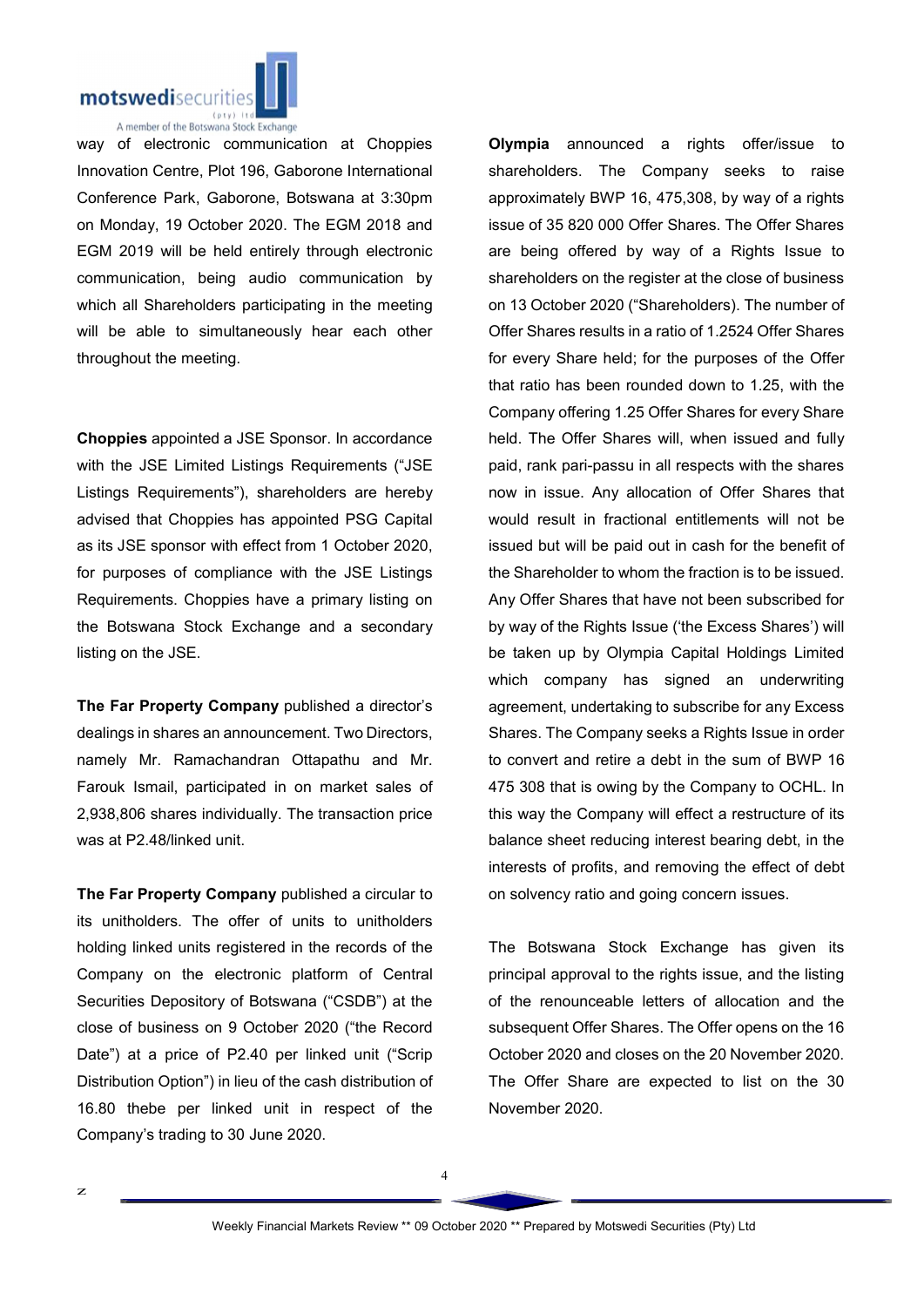way of electronic communication at Choppies Innovation Centre, Plot 196, Gaborone International Conference Park, Gaborone, Botswana at 3:30pm on Monday, 19 October 2020. The EGM 2018 and EGM 2019 will be held entirely through electronic communication, being audio communication by which all Shareholders participating in the meeting will be able to simultaneously hear each other throughout the meeting.

**Choppies** appointed a JSE Sponsor. In accordance with the JSE Limited Listings Requirements ("JSE Listings Requirements"), shareholders are hereby advised that Choppies has appointed PSG Capital as its JSE sponsor with effect from 1 October 2020, for purposes of compliance with the JSE Listings Requirements. Choppies have a primary listing on the Botswana Stock Exchange and a secondary listing on the JSE.

**The Far Property Company** published a director's dealings in shares an announcement. Two Directors, namely Mr. Ramachandran Ottapathu and Mr. Farouk Ismail, participated in on market sales of 2,938,806 shares individually. The transaction price was at P2.48/linked unit.

**The Far Property Company** published a circular to its unitholders. The offer of units to unitholders holding linked units registered in the records of the Company on the electronic platform of Central Securities Depository of Botswana ("CSDB") at the close of business on 9 October 2020 ("the Record Date") at a price of P2.40 per linked unit ("Scrip Distribution Option") in lieu of the cash distribution of 16.80 thebe per linked unit in respect of the Company's trading to 30 June 2020.

**Olympia** announced a rights offer/issue to shareholders. The Company seeks to raise approximately BWP 16, 475,308, by way of a rights issue of 35 820 000 Offer Shares. The Offer Shares are being offered by way of a Rights Issue to shareholders on the register at the close of business on 13 October 2020 ("Shareholders). The number of Offer Shares results in a ratio of 1.2524 Offer Shares for every Share held; for the purposes of the Offer that ratio has been rounded down to 1.25, with the Company offering 1.25 Offer Shares for every Share held. The Offer Shares will, when issued and fully paid, rank pari-passu in all respects with the shares now in issue. Any allocation of Offer Shares that would result in fractional entitlements will not be issued but will be paid out in cash for the benefit of the Shareholder to whom the fraction is to be issued. Any Offer Shares that have not been subscribed for by way of the Rights Issue ('the Excess Shares') will be taken up by Olympia Capital Holdings Limited which company has signed an underwriting agreement, undertaking to subscribe for any Excess Shares. The Company seeks a Rights Issue in order to convert and retire a debt in the sum of BWP 16 475 308 that is owing by the Company to OCHL. In this way the Company will effect a restructure of its balance sheet reducing interest bearing debt, in the interests of profits, and removing the effect of debt on solvency ratio and going concern issues.

The Botswana Stock Exchange has given its principal approval to the rights issue, and the listing of the renounceable letters of allocation and the subsequent Offer Shares. The Offer opens on the 16 October 2020 and closes on the 20 November 2020. The Offer Share are expected to list on the 30 November 2020.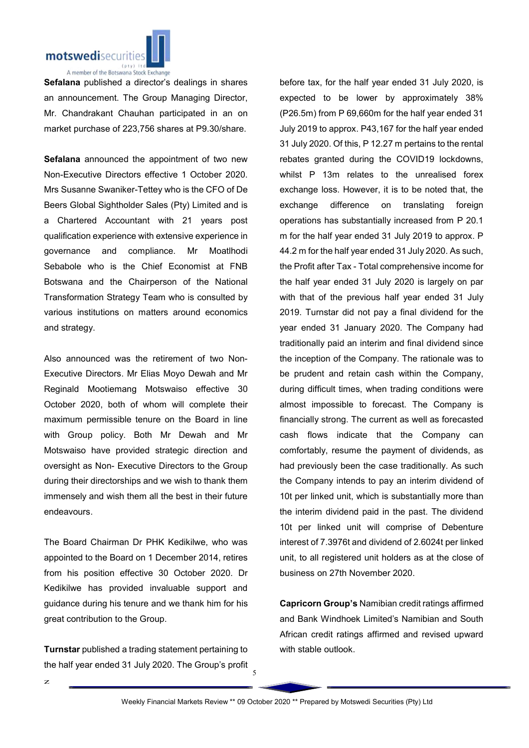**Sefalana** published a director's dealings in shares an announcement. The Group Managing Director, Mr. Chandrakant Chauhan participated in an on market purchase of 223,756 shares at P9.30/share.

**Sefalana** announced the appointment of two new Non-Executive Directors effective 1 October 2020. Mrs Susanne Swaniker-Tettey who is the CFO of De Beers Global Sightholder Sales (Pty) Limited and is a Chartered Accountant with 21 years post qualification experience with extensive experience in governance and compliance. Mr Moatlhodi Sebabole who is the Chief Economist at FNB Botswana and the Chairperson of the National Transformation Strategy Team who is consulted by various institutions on matters around economics and strategy.

Also announced was the retirement of two Non-Executive Directors. Mr Elias Moyo Dewah and Mr Reginald Mootiemang Motswaiso effective 30 October 2020, both of whom will complete their maximum permissible tenure on the Board in line with Group policy. Both Mr Dewah and Mr Motswaiso have provided strategic direction and oversight as Non- Executive Directors to the Group during their directorships and we wish to thank them immensely and wish them all the best in their future endeavours.

The Board Chairman Dr PHK Kedikilwe, who was appointed to the Board on 1 December 2014, retires from his position effective 30 October 2020. Dr Kedikilwe has provided invaluable support and guidance during his tenure and we thank him for his great contribution to the Group.

**Turnstar** published a trading statement pertaining to the half year ended 31 July 2020. The Group's profit before tax, for the half year ended 31 July 2020, is expected to be lower by approximately 38% (P26.5m) from P 69,660m for the half year ended 31 July 2019 to approx. P43,167 for the half year ended 31 July 2020. Of this, P 12.27 m pertains to the rental rebates granted during the COVID19 lockdowns, whilst P 13m relates to the unrealised forex exchange loss. However, it is to be noted that, the exchange difference on translating foreign operations has substantially increased from P 20.1 m for the half year ended 31 July 2019 to approx. P 44.2 m for the half year ended 31 July 2020. As such, the Profit after Tax - Total comprehensive income for the half year ended 31 July 2020 is largely on par with that of the previous half year ended 31 July 2019. Turnstar did not pay a final dividend for the year ended 31 January 2020. The Company had traditionally paid an interim and final dividend since the inception of the Company. The rationale was to be prudent and retain cash within the Company, during difficult times, when trading conditions were almost impossible to forecast. The Company is financially strong. The current as well as forecasted cash flows indicate that the Company can comfortably, resume the payment of dividends, as had previously been the case traditionally. As such the Company intends to pay an interim dividend of 10t per linked unit, which is substantially more than the interim dividend paid in the past. The dividend 10t per linked unit will comprise of Debenture interest of 7.3976t and dividend of 2.6024t per linked unit, to all registered unit holders as at the close of business on 27th November 2020.

**Capricorn Group's** Namibian credit ratings affirmed and Bank Windhoek Limited's Namibian and South African credit ratings affirmed and revised upward with stable outlook.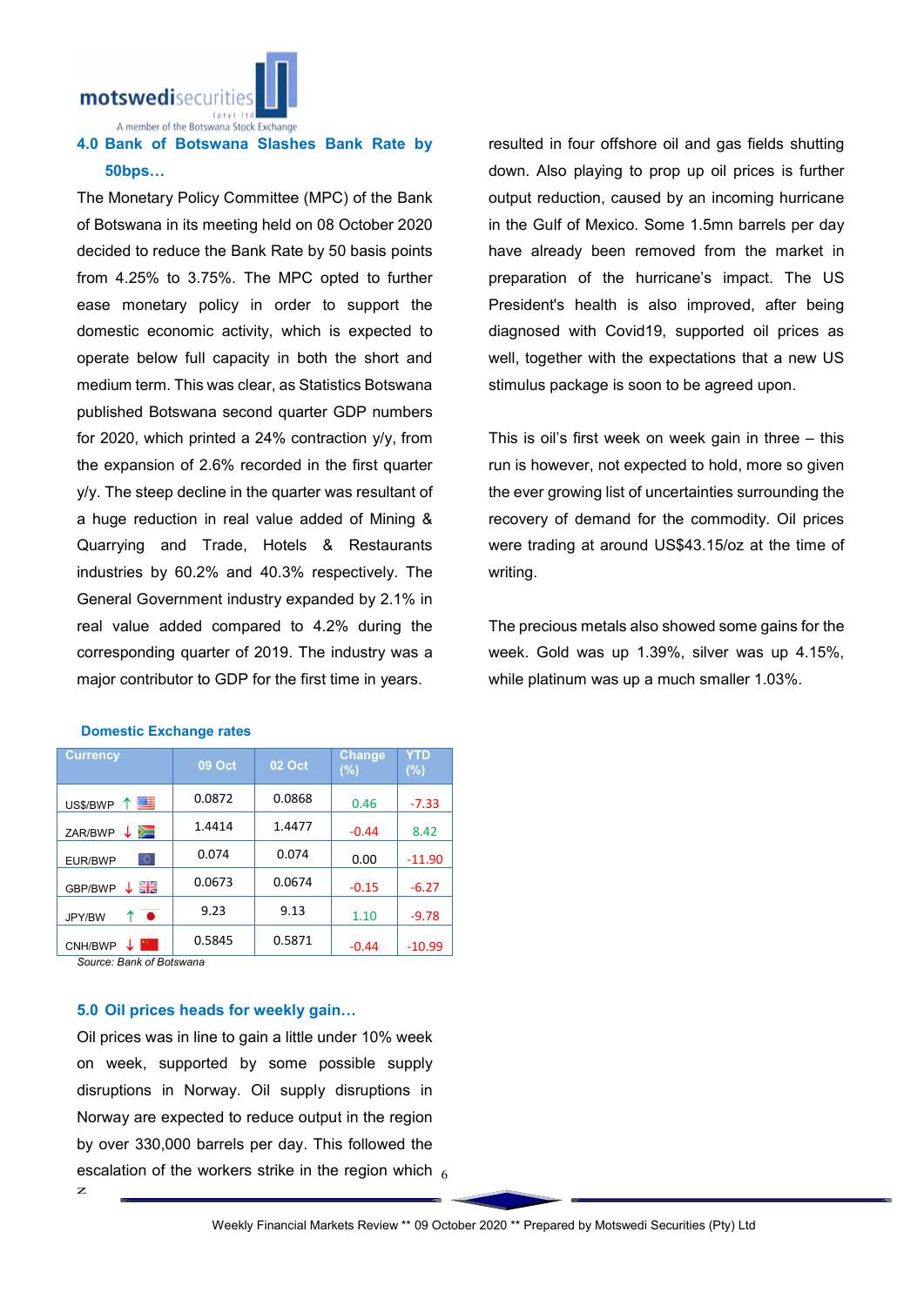## 4.0 Bank of Botswana Slashes Bank Rate by 50bps…

The Monetary Policy Committee (MPC) of the Bank of Botswana in its meeting held on 08 October 2020 decided to reduce the Bank Rate by 50 basis points from 4.25% to 3.75%. The MPC opted to further ease monetary policy in order to support the domestic economic activity, which is expected to operate below full capacity in both the short and medium term. This was clear, as Statistics Botswana published Botswana second quarter GDP numbers for 2020, which printed a 24% contraction y/y, from the expansion of 2.6% recorded in the first quarter y/y. The steep decline in the quarter was resultant of a huge reduction in real value added of Mining & Quarrying and Trade, Hotels & Restaurants industries by 60.2% and 40.3% respectively. The General Government industry expanded by 2.1% in real value added compared to 4.2% during the corresponding quarter of 2019. The industry was a major contributor to GDP for the first time in years.

### Domestic Exchange rates

| Currency | 09 Oct | 02 Oct | Change (%) | YTD (%) |
|---|---|---|---|---|
| US$/BWP ↑ | 0.0872 | 0.0868 | 0.46 | -7.33 |
| ZAR/BWP ↓ | 1.4414 | 1.4477 | -0.44 | 8.42 |
| EUR/BWP | 0.074 | 0.074 | 0.00 | -11.90 |
| GBP/BWP ↓ | 0.0673 | 0.0674 | -0.15 | -6.27 |
| JPY/BW ↑ | 9.23 | 9.13 | 1.10 | -9.78 |
| CNH/BWP ↓ | 0.5845 | 0.5871 | -0.44 | -10.99 |

*Source: Bank of Botswana*

## 5.0 Oil prices heads for weekly gain…

Oil prices was in line to gain a little under 10% week on week, supported by some possible supply disruptions in Norway. Oil supply disruptions in Norway are expected to reduce output in the region by over 330,000 barrels per day. This followed the escalation of the workers strike in the region which resulted in four offshore oil and gas fields shutting down. Also playing to prop up oil prices is further output reduction, caused by an incoming hurricane in the Gulf of Mexico. Some 1.5mn barrels per day have already been removed from the market in preparation of the hurricane's impact. The US President's health is also improved, after being diagnosed with Covid19, supported oil prices as well, together with the expectations that a new US stimulus package is soon to be agreed upon.

This is oil's first week on week gain in three – this run is however, not expected to hold, more so given the ever growing list of uncertainties surrounding the recovery of demand for the commodity. Oil prices were trading at around US$43.15/oz at the time of writing.

The precious metals also showed some gains for the week. Gold was up 1.39%, silver was up 4.15%, while platinum was up a much smaller 1.03%.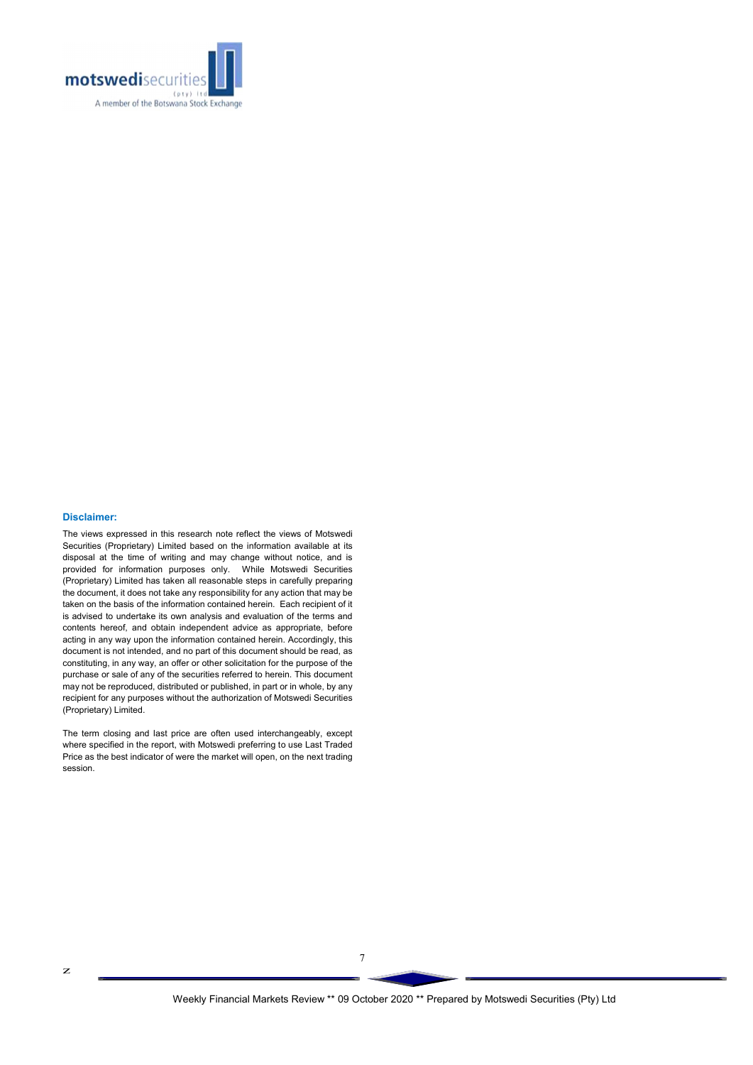### Disclaimer:

The views expressed in this research note reflect the views of Motswedi Securities (Proprietary) Limited based on the information available at its disposal at the time of writing and may change without notice, and is provided for information purposes only. While Motswedi Securities (Proprietary) Limited has taken all reasonable steps in carefully preparing the document, it does not take any responsibility for any action that may be taken on the basis of the information contained herein. Each recipient of it is advised to undertake its own analysis and evaluation of the terms and contents hereof, and obtain independent advice as appropriate, before acting in any way upon the information contained herein. Accordingly, this document is not intended, and no part of this document should be read, as constituting, in any way, an offer or other solicitation for the purpose of the purchase or sale of any of the securities referred to herein. This document may not be reproduced, distributed or published, in part or in whole, by any recipient for any purposes without the authorization of Motswedi Securities (Proprietary) Limited.

The term closing and last price are often used interchangeably, except where specified in the report, with Motswedi preferring to use Last Traded Price as the best indicator of were the market will open, on the next trading session.